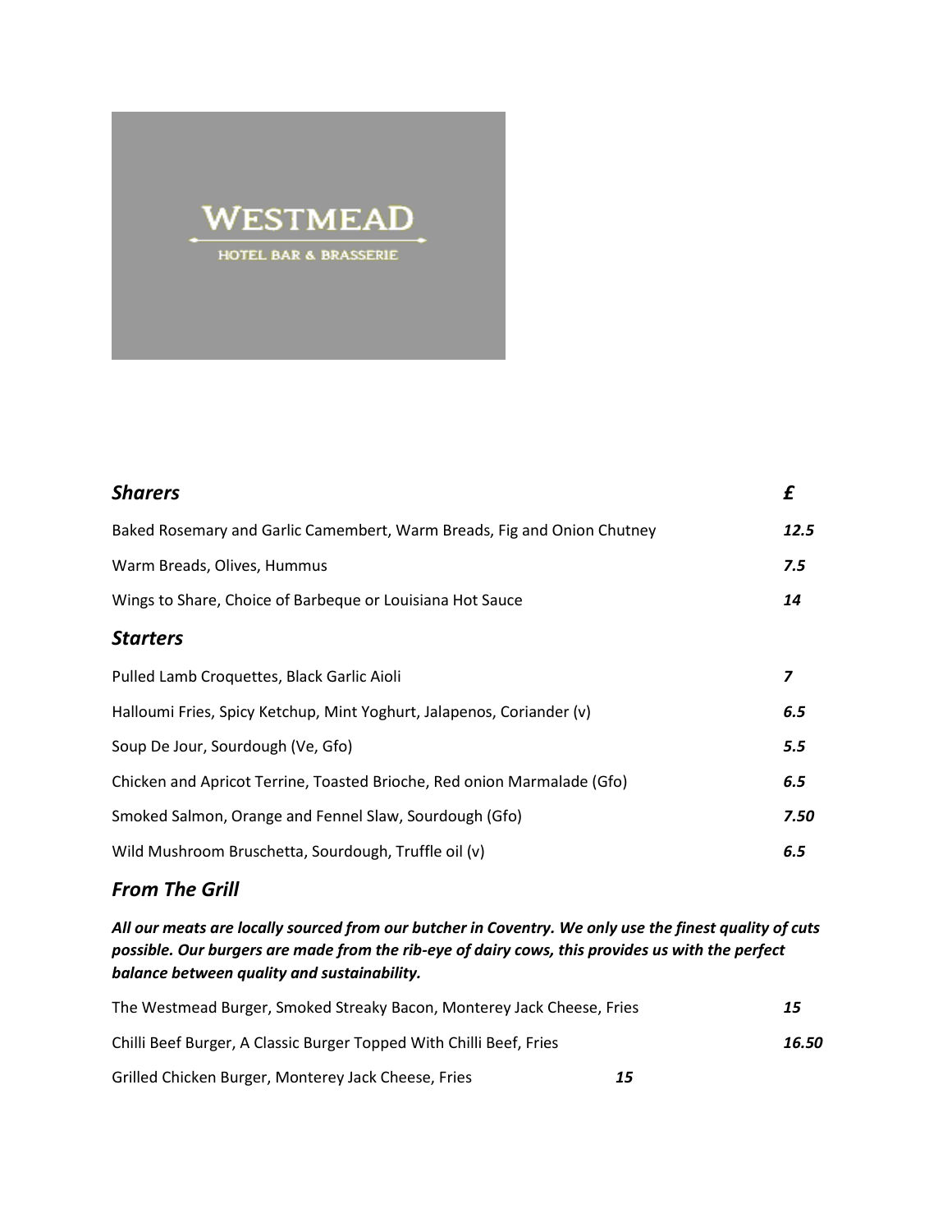WESTMEAD

HOTEL BAR & BRASSERIE

## *Sharers* — £

| Item | £ |
| --- | --- |
| Baked Rosemary and Garlic Camembert, Warm Breads, Fig and Onion Chutney | ***12.5*** |
| Warm Breads, Olives, Hummus | ***7.5*** |
| Wings to Share, Choice of Barbeque or Louisiana Hot Sauce | ***14*** |

## *Starters*

| Item | £ |
| --- | --- |
| Pulled Lamb Croquettes, Black Garlic Aioli | ***7*** |
| Halloumi Fries, Spicy Ketchup, Mint Yoghurt, Jalapenos, Coriander (v) | ***6.5*** |
| Soup De Jour, Sourdough (Ve, Gfo) | ***5.5*** |
| Chicken and Apricot Terrine, Toasted Brioche, Red onion Marmalade (Gfo) | ***6.5*** |
| Smoked Salmon, Orange and Fennel Slaw, Sourdough (Gfo) | ***7.50*** |
| Wild Mushroom Bruschetta, Sourdough, Truffle oil (v) | ***6.5*** |

## *From The Grill*

***All our meats are locally sourced from our butcher in Coventry. We only use the finest quality of cuts possible. Our burgers are made from the rib-eye of dairy cows, this provides us with the perfect balance between quality and sustainability.***

| Item | £ |
| --- | --- |
| The Westmead Burger, Smoked Streaky Bacon, Monterey Jack Cheese, Fries | ***15*** |
| Chilli Beef Burger, A Classic Burger Topped With Chilli Beef, Fries | ***16.50*** |
| Grilled Chicken Burger, Monterey Jack Cheese, Fries | ***15*** |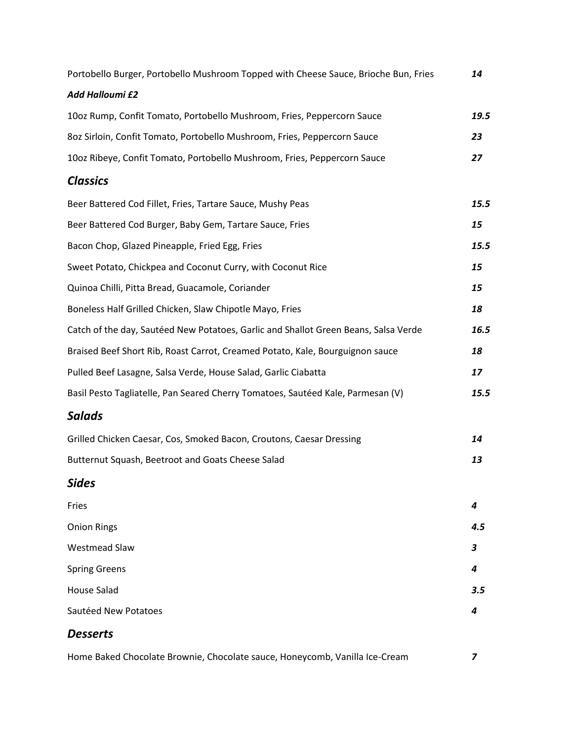Portobello Burger, Portobello Mushroom Topped with Cheese Sauce, Brioche Bun, Fries ***14***

***Add Halloumi £2***

10oz Rump, Confit Tomato, Portobello Mushroom, Fries, Peppercorn Sauce ***19.5***

8oz Sirloin, Confit Tomato, Portobello Mushroom, Fries, Peppercorn Sauce ***23***

10oz Ribeye, Confit Tomato, Portobello Mushroom, Fries, Peppercorn Sauce ***27***

## ***Classics***

Beer Battered Cod Fillet, Fries, Tartare Sauce, Mushy Peas ***15.5***

Beer Battered Cod Burger, Baby Gem, Tartare Sauce, Fries ***15***

Bacon Chop, Glazed Pineapple, Fried Egg, Fries ***15.5***

Sweet Potato, Chickpea and Coconut Curry, with Coconut Rice ***15***

Quinoa Chilli, Pitta Bread, Guacamole, Coriander ***15***

Boneless Half Grilled Chicken, Slaw Chipotle Mayo, Fries ***18***

Catch of the day, Sautéed New Potatoes, Garlic and Shallot Green Beans, Salsa Verde ***16.5***

Braised Beef Short Rib, Roast Carrot, Creamed Potato, Kale, Bourguignon sauce ***18***

Pulled Beef Lasagne, Salsa Verde, House Salad, Garlic Ciabatta ***17***

Basil Pesto Tagliatelle, Pan Seared Cherry Tomatoes, Sautéed Kale, Parmesan (V) ***15.5***

## ***Salads***

Grilled Chicken Caesar, Cos, Smoked Bacon, Croutons, Caesar Dressing ***14***

Butternut Squash, Beetroot and Goats Cheese Salad ***13***

## ***Sides***

Fries ***4***

Onion Rings ***4.5***

Westmead Slaw ***3***

Spring Greens ***4***

House Salad ***3.5***

Sautéed New Potatoes ***4***

## ***Desserts***

Home Baked Chocolate Brownie, Chocolate sauce, Honeycomb, Vanilla Ice-Cream ***7***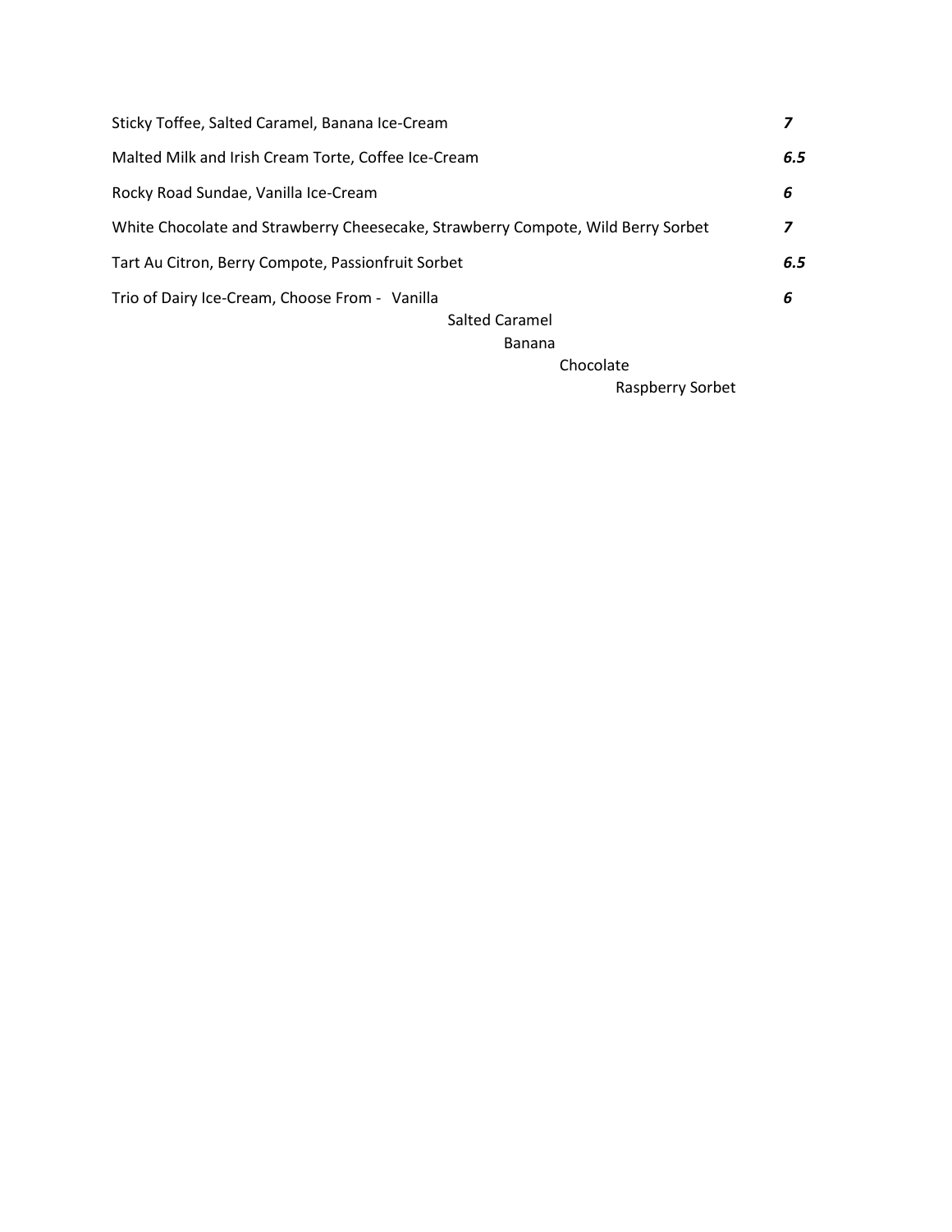| | |
|---|---|
| Sticky Toffee, Salted Caramel, Banana Ice-Cream | ***7*** |
| Malted Milk and Irish Cream Torte, Coffee Ice-Cream | ***6.5*** |
| Rocky Road Sundae, Vanilla Ice-Cream | ***6*** |
| White Chocolate and Strawberry Cheesecake, Strawberry Compote, Wild Berry Sorbet | ***7*** |
| Tart Au Citron, Berry Compote, Passionfruit Sorbet | ***6.5*** |
| Trio of Dairy Ice-Cream, Choose From - Vanilla<br>Salted Caramel<br>Banana<br>Chocolate<br>Raspberry Sorbet | ***6*** |